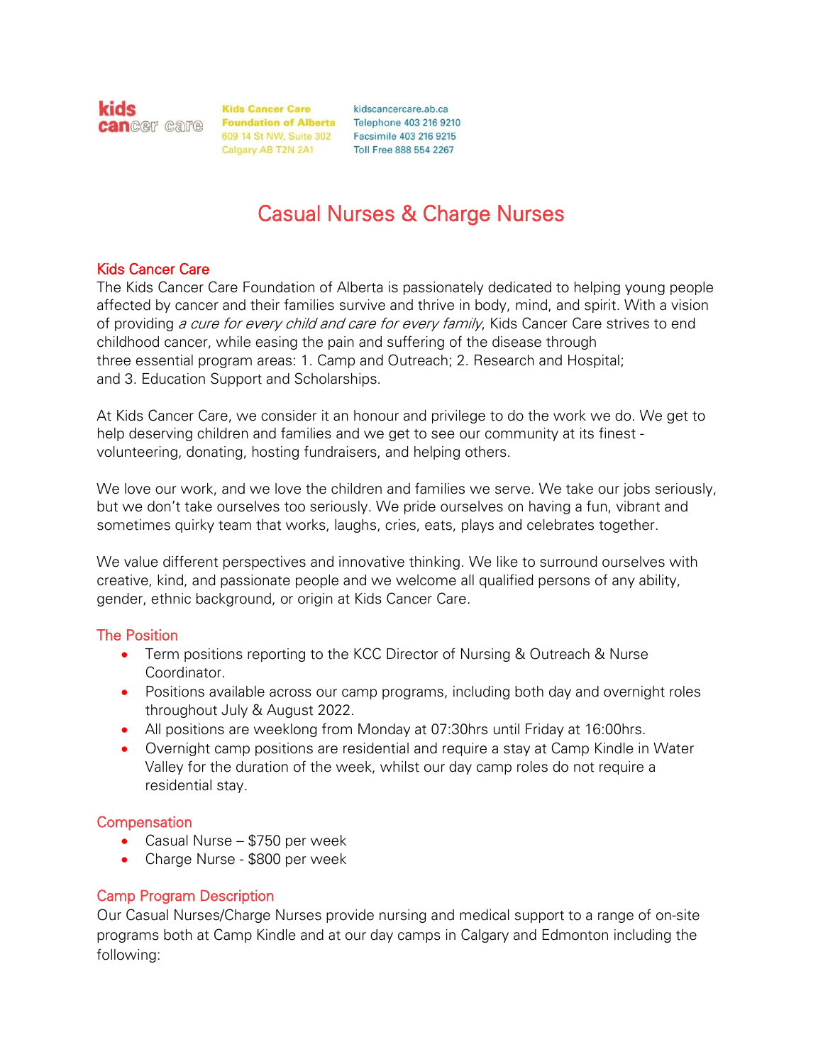kids cancer care

Kids Cancer Care Foundation of Alberta
609 14 St NW, Suite 302
Calgary AB T2N 2A1

kidscancercare.ab.ca
Telephone 403 216 9210
Facsimile 403 216 9215
Toll Free 888 554 2267

# Casual Nurses & Charge Nurses

## Kids Cancer Care

The Kids Cancer Care Foundation of Alberta is passionately dedicated to helping young people affected by cancer and their families survive and thrive in body, mind, and spirit. With a vision of providing *a cure for every child and care for every family*, Kids Cancer Care strives to end childhood cancer, while easing the pain and suffering of the disease through three essential program areas: 1. Camp and Outreach; 2. Research and Hospital; and 3. Education Support and Scholarships.

At Kids Cancer Care, we consider it an honour and privilege to do the work we do. We get to help deserving children and families and we get to see our community at its finest - volunteering, donating, hosting fundraisers, and helping others.

We love our work, and we love the children and families we serve. We take our jobs seriously, but we don't take ourselves too seriously. We pride ourselves on having a fun, vibrant and sometimes quirky team that works, laughs, cries, eats, plays and celebrates together.

We value different perspectives and innovative thinking. We like to surround ourselves with creative, kind, and passionate people and we welcome all qualified persons of any ability, gender, ethnic background, or origin at Kids Cancer Care.

## The Position

- Term positions reporting to the KCC Director of Nursing & Outreach & Nurse Coordinator.
- Positions available across our camp programs, including both day and overnight roles throughout July & August 2022.
- All positions are weeklong from Monday at 07:30hrs until Friday at 16:00hrs.
- Overnight camp positions are residential and require a stay at Camp Kindle in Water Valley for the duration of the week, whilst our day camp roles do not require a residential stay.

## Compensation

- Casual Nurse – $750 per week
- Charge Nurse - $800 per week

## Camp Program Description

Our Casual Nurses/Charge Nurses provide nursing and medical support to a range of on-site programs both at Camp Kindle and at our day camps in Calgary and Edmonton including the following: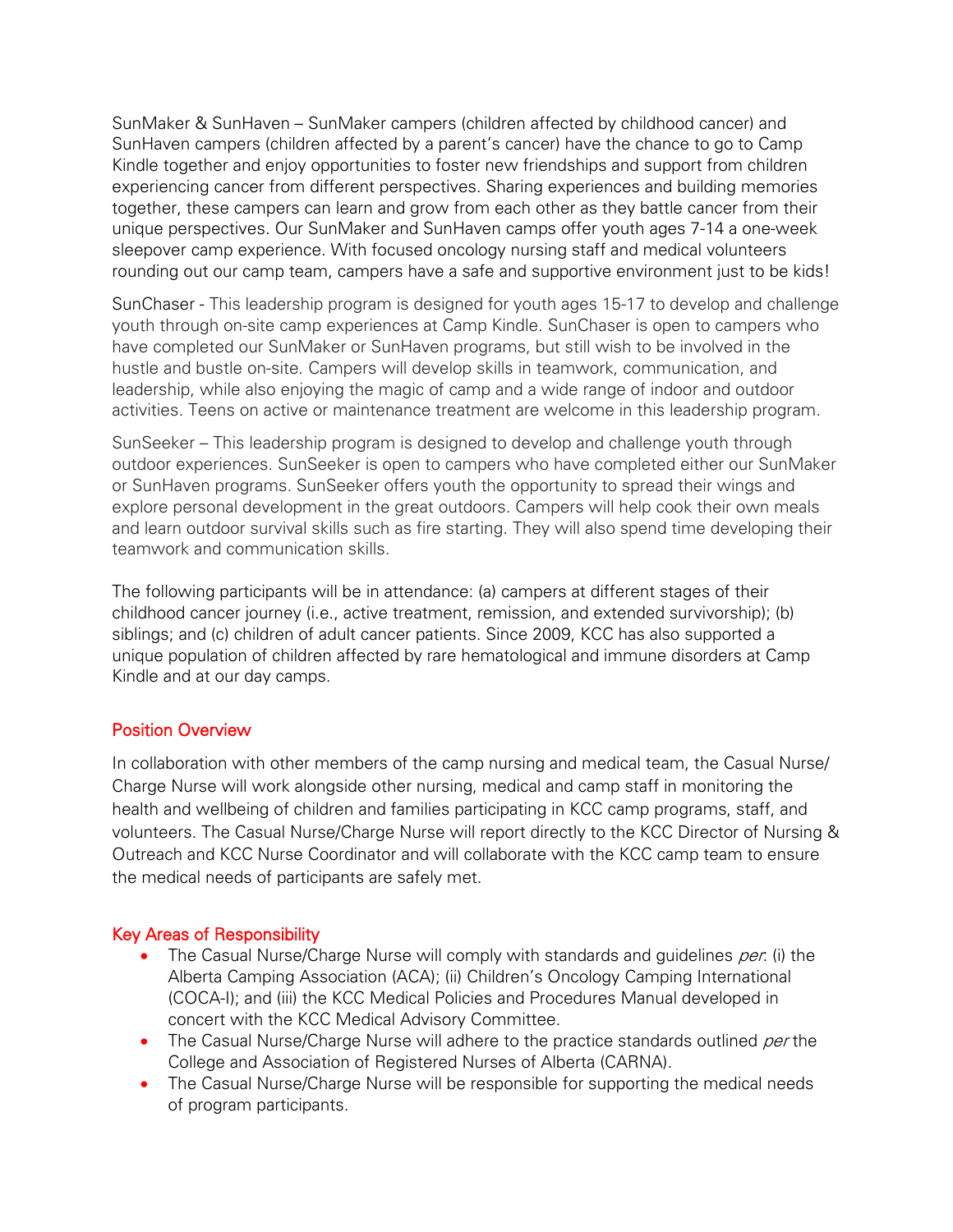SunMaker & SunHaven – SunMaker campers (children affected by childhood cancer) and SunHaven campers (children affected by a parent's cancer) have the chance to go to Camp Kindle together and enjoy opportunities to foster new friendships and support from children experiencing cancer from different perspectives. Sharing experiences and building memories together, these campers can learn and grow from each other as they battle cancer from their unique perspectives. Our SunMaker and SunHaven camps offer youth ages 7-14 a one-week sleepover camp experience. With focused oncology nursing staff and medical volunteers rounding out our camp team, campers have a safe and supportive environment just to be kids!

SunChaser - This leadership program is designed for youth ages 15-17 to develop and challenge youth through on-site camp experiences at Camp Kindle. SunChaser is open to campers who have completed our SunMaker or SunHaven programs, but still wish to be involved in the hustle and bustle on-site. Campers will develop skills in teamwork, communication, and leadership, while also enjoying the magic of camp and a wide range of indoor and outdoor activities. Teens on active or maintenance treatment are welcome in this leadership program.

SunSeeker – This leadership program is designed to develop and challenge youth through outdoor experiences. SunSeeker is open to campers who have completed either our SunMaker or SunHaven programs. SunSeeker offers youth the opportunity to spread their wings and explore personal development in the great outdoors. Campers will help cook their own meals and learn outdoor survival skills such as fire starting. They will also spend time developing their teamwork and communication skills.

The following participants will be in attendance: (a) campers at different stages of their childhood cancer journey (i.e., active treatment, remission, and extended survivorship); (b) siblings; and (c) children of adult cancer patients. Since 2009, KCC has also supported a unique population of children affected by rare hematological and immune disorders at Camp Kindle and at our day camps.

## Position Overview

In collaboration with other members of the camp nursing and medical team, the Casual Nurse/ Charge Nurse will work alongside other nursing, medical and camp staff in monitoring the health and wellbeing of children and families participating in KCC camp programs, staff, and volunteers. The Casual Nurse/Charge Nurse will report directly to the KCC Director of Nursing & Outreach and KCC Nurse Coordinator and will collaborate with the KCC camp team to ensure the medical needs of participants are safely met.

## Key Areas of Responsibility

- The Casual Nurse/Charge Nurse will comply with standards and guidelines *per*: (i) the Alberta Camping Association (ACA); (ii) Children's Oncology Camping International (COCA-I); and (iii) the KCC Medical Policies and Procedures Manual developed in concert with the KCC Medical Advisory Committee.
- The Casual Nurse/Charge Nurse will adhere to the practice standards outlined *per* the College and Association of Registered Nurses of Alberta (CARNA).
- The Casual Nurse/Charge Nurse will be responsible for supporting the medical needs of program participants.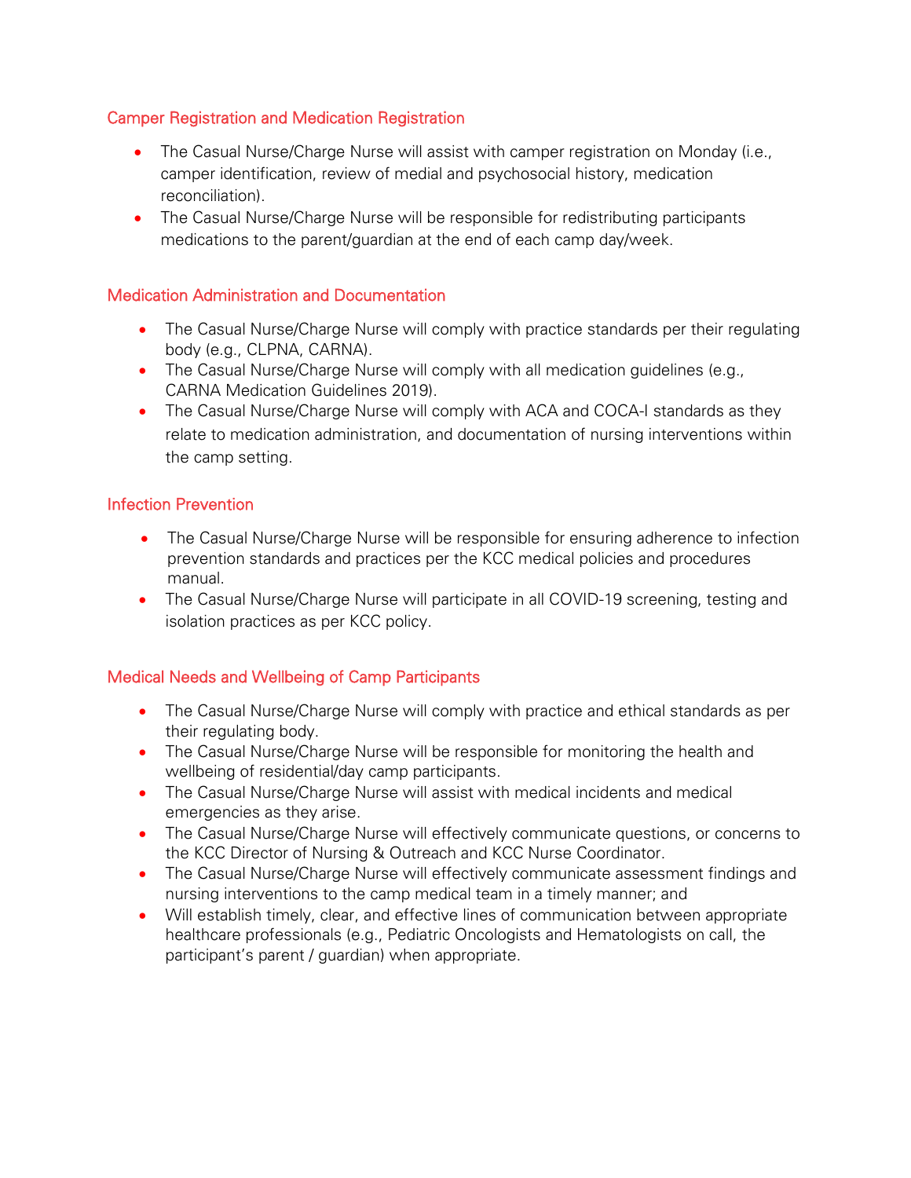## Camper Registration and Medication Registration

- The Casual Nurse/Charge Nurse will assist with camper registration on Monday (i.e., camper identification, review of medial and psychosocial history, medication reconciliation).
- The Casual Nurse/Charge Nurse will be responsible for redistributing participants medications to the parent/guardian at the end of each camp day/week.

## Medication Administration and Documentation

- The Casual Nurse/Charge Nurse will comply with practice standards per their regulating body (e.g., CLPNA, CARNA).
- The Casual Nurse/Charge Nurse will comply with all medication guidelines (e.g., CARNA Medication Guidelines 2019).
- The Casual Nurse/Charge Nurse will comply with ACA and COCA-I standards as they relate to medication administration, and documentation of nursing interventions within the camp setting.

## Infection Prevention

- The Casual Nurse/Charge Nurse will be responsible for ensuring adherence to infection prevention standards and practices per the KCC medical policies and procedures manual.
- The Casual Nurse/Charge Nurse will participate in all COVID-19 screening, testing and isolation practices as per KCC policy.

## Medical Needs and Wellbeing of Camp Participants

- The Casual Nurse/Charge Nurse will comply with practice and ethical standards as per their regulating body.
- The Casual Nurse/Charge Nurse will be responsible for monitoring the health and wellbeing of residential/day camp participants.
- The Casual Nurse/Charge Nurse will assist with medical incidents and medical emergencies as they arise.
- The Casual Nurse/Charge Nurse will effectively communicate questions, or concerns to the KCC Director of Nursing & Outreach and KCC Nurse Coordinator.
- The Casual Nurse/Charge Nurse will effectively communicate assessment findings and nursing interventions to the camp medical team in a timely manner; and
- Will establish timely, clear, and effective lines of communication between appropriate healthcare professionals (e.g., Pediatric Oncologists and Hematologists on call, the participant's parent / guardian) when appropriate.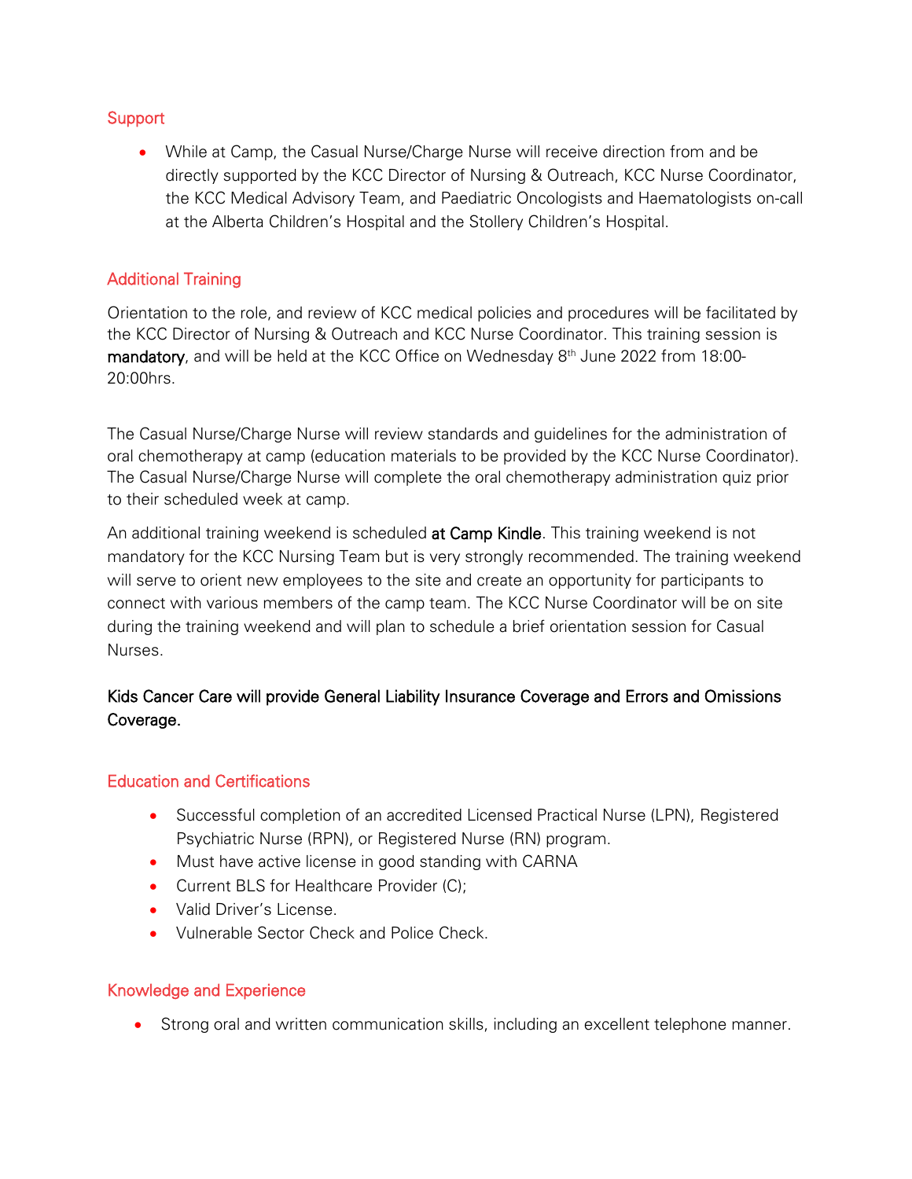## Support

- While at Camp, the Casual Nurse/Charge Nurse will receive direction from and be directly supported by the KCC Director of Nursing & Outreach, KCC Nurse Coordinator, the KCC Medical Advisory Team, and Paediatric Oncologists and Haematologists on-call at the Alberta Children's Hospital and the Stollery Children's Hospital.

## Additional Training

Orientation to the role, and review of KCC medical policies and procedures will be facilitated by the KCC Director of Nursing & Outreach and KCC Nurse Coordinator. This training session is **mandatory**, and will be held at the KCC Office on Wednesday 8th June 2022 from 18:00-20:00hrs.

The Casual Nurse/Charge Nurse will review standards and guidelines for the administration of oral chemotherapy at camp (education materials to be provided by the KCC Nurse Coordinator). The Casual Nurse/Charge Nurse will complete the oral chemotherapy administration quiz prior to their scheduled week at camp.

An additional training weekend is scheduled **at Camp Kindle**. This training weekend is not mandatory for the KCC Nursing Team but is very strongly recommended. The training weekend will serve to orient new employees to the site and create an opportunity for participants to connect with various members of the camp team. The KCC Nurse Coordinator will be on site during the training weekend and will plan to schedule a brief orientation session for Casual Nurses.

**Kids Cancer Care will provide General Liability Insurance Coverage and Errors and Omissions Coverage.**

## Education and Certifications

- Successful completion of an accredited Licensed Practical Nurse (LPN), Registered Psychiatric Nurse (RPN), or Registered Nurse (RN) program.
- Must have active license in good standing with CARNA
- Current BLS for Healthcare Provider (C);
- Valid Driver's License.
- Vulnerable Sector Check and Police Check.

## Knowledge and Experience

- Strong oral and written communication skills, including an excellent telephone manner.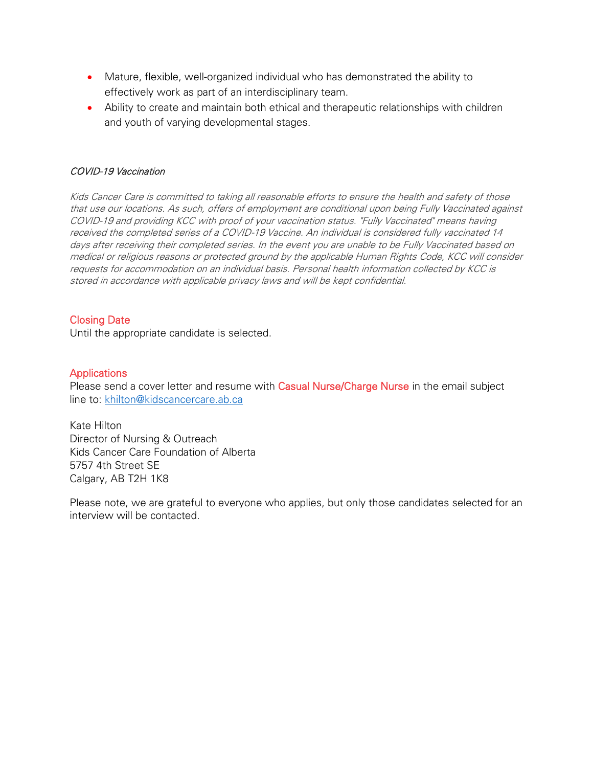- Mature, flexible, well-organized individual who has demonstrated the ability to effectively work as part of an interdisciplinary team.
- Ability to create and maintain both ethical and therapeutic relationships with children and youth of varying developmental stages.

### *COVID-19 Vaccination*

*Kids Cancer Care is committed to taking all reasonable efforts to ensure the health and safety of those that use our locations. As such, offers of employment are conditional upon being Fully Vaccinated against COVID-19 and providing KCC with proof of your vaccination status. "Fully Vaccinated" means having received the completed series of a COVID-19 Vaccine. An individual is considered fully vaccinated 14 days after receiving their completed series. In the event you are unable to be Fully Vaccinated based on medical or religious reasons or protected ground by the applicable Human Rights Code, KCC will consider requests for accommodation on an individual basis. Personal health information collected by KCC is stored in accordance with applicable privacy laws and will be kept confidential.*

### Closing Date

Until the appropriate candidate is selected.

### Applications

Please send a cover letter and resume with Casual Nurse/Charge Nurse in the email subject line to: khilton@kidscancercare.ab.ca

Kate Hilton
Director of Nursing & Outreach
Kids Cancer Care Foundation of Alberta
5757 4th Street SE
Calgary, AB T2H 1K8

Please note, we are grateful to everyone who applies, but only those candidates selected for an interview will be contacted.